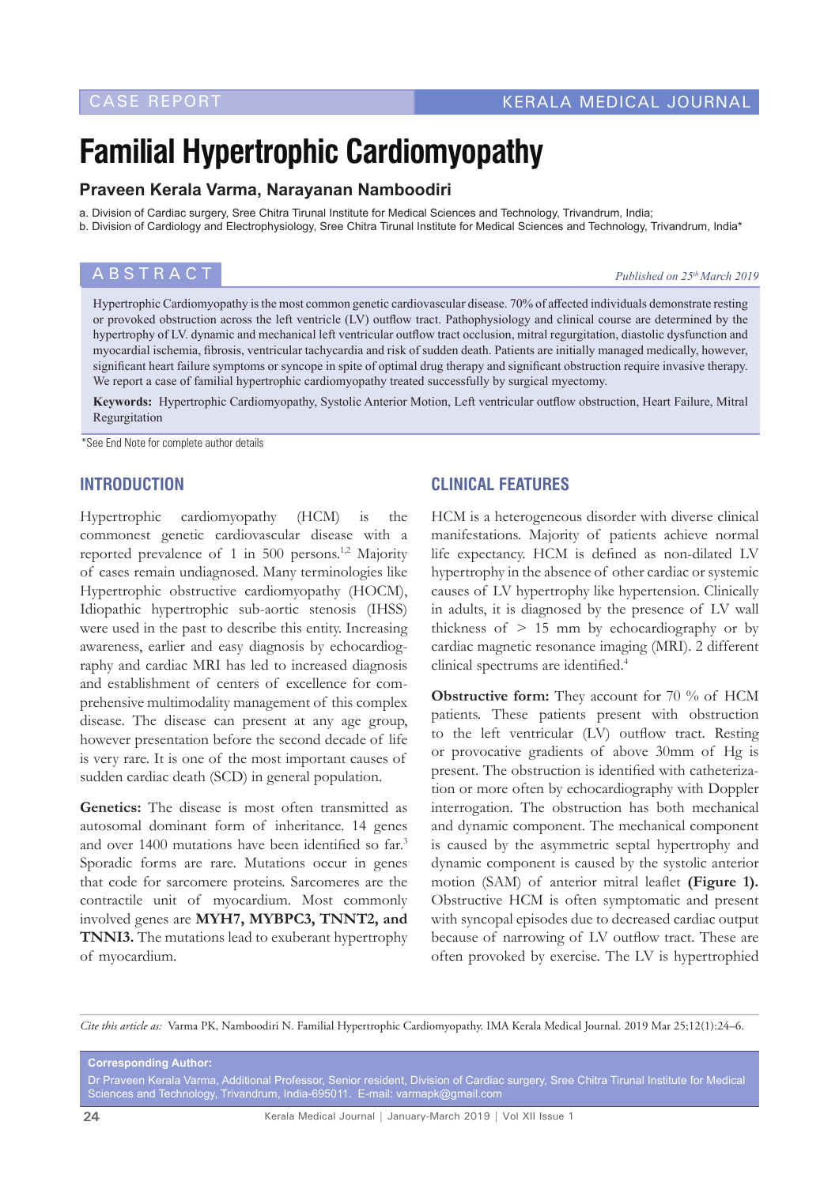# Familial Hypertrophic Cardiomyopathy

**Praveen Kerala Varma, Narayanan Namboodiri**

a. Division of Cardiac surgery, Sree Chitra Tirunal Institute for Medical Sciences and Technology, Trivandrum, India;
b. Division of Cardiology and Electrophysiology, Sree Chitra Tirunal Institute for Medical Sciences and Technology, Trivandrum, India*

## ABSTRACT

*Published on 25th March 2019*

Hypertrophic Cardiomyopathy is the most common genetic cardiovascular disease. 70% of affected individuals demonstrate resting or provoked obstruction across the left ventricle (LV) outflow tract. Pathophysiology and clinical course are determined by the hypertrophy of LV. dynamic and mechanical left ventricular outflow tract occlusion, mitral regurgitation, diastolic dysfunction and myocardial ischemia, fibrosis, ventricular tachycardia and risk of sudden death. Patients are initially managed medically, however, significant heart failure symptoms or syncope in spite of optimal drug therapy and significant obstruction require invasive therapy. We report a case of familial hypertrophic cardiomyopathy treated successfully by surgical myectomy.

**Keywords:** Hypertrophic Cardiomyopathy, Systolic Anterior Motion, Left ventricular outflow obstruction, Heart Failure, Mitral Regurgitation

*See End Note for complete author details

## INTRODUCTION

Hypertrophic cardiomyopathy (HCM) is the commonest genetic cardiovascular disease with a reported prevalence of 1 in 500 persons.[1,2] Majority of cases remain undiagnosed. Many terminologies like Hypertrophic obstructive cardiomyopathy (HOCM), Idiopathic hypertrophic sub-aortic stenosis (IHSS) were used in the past to describe this entity. Increasing awareness, earlier and easy diagnosis by echocardiography and cardiac MRI has led to increased diagnosis and establishment of centers of excellence for comprehensive multimodality management of this complex disease. The disease can present at any age group, however presentation before the second decade of life is very rare. It is one of the most important causes of sudden cardiac death (SCD) in general population.

**Genetics:** The disease is most often transmitted as autosomal dominant form of inheritance. 14 genes and over 1400 mutations have been identified so far.[3] Sporadic forms are rare. Mutations occur in genes that code for sarcomere proteins. Sarcomeres are the contractile unit of myocardium. Most commonly involved genes are **MYH7, MYBPC3, TNNT2, and TNNI3.** The mutations lead to exuberant hypertrophy of myocardium.

## CLINICAL FEATURES

HCM is a heterogeneous disorder with diverse clinical manifestations. Majority of patients achieve normal life expectancy. HCM is defined as non-dilated LV hypertrophy in the absence of other cardiac or systemic causes of LV hypertrophy like hypertension. Clinically in adults, it is diagnosed by the presence of LV wall thickness of > 15 mm by echocardiography or by cardiac magnetic resonance imaging (MRI). 2 different clinical spectrums are identified.[4]

**Obstructive form:** They account for 70 % of HCM patients. These patients present with obstruction to the left ventricular (LV) outflow tract. Resting or provocative gradients of above 30mm of Hg is present. The obstruction is identified with catheterization or more often by echocardiography with Doppler interrogation. The obstruction has both mechanical and dynamic component. The mechanical component is caused by the asymmetric septal hypertrophy and dynamic component is caused by the systolic anterior motion (SAM) of anterior mitral leaflet **(Figure 1).** Obstructive HCM is often symptomatic and present with syncopal episodes due to decreased cardiac output because of narrowing of LV outflow tract. These are often provoked by exercise. The LV is hypertrophied

*Cite this article as:* Varma PK, Namboodiri N. Familial Hypertrophic Cardiomyopathy. IMA Kerala Medical Journal. 2019 Mar 25;12(1):24–6.

**Corresponding Author:**
Dr Praveen Kerala Varma, Additional Professor, Senior resident, Division of Cardiac surgery, Sree Chitra Tirunal Institute for Medical Sciences and Technology, Trivandrum, India-695011. E-mail: varmapk@gmail.com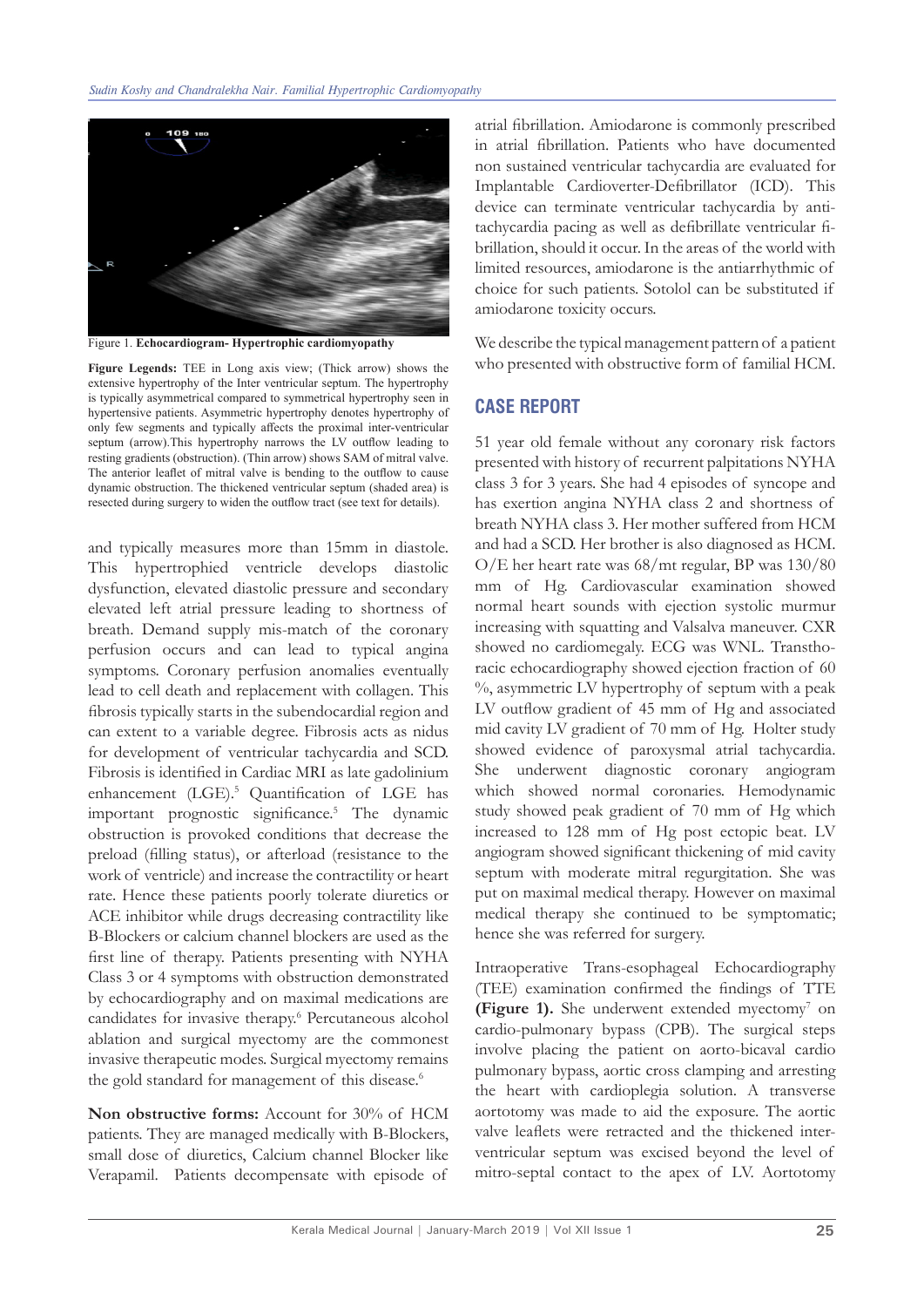Figure 1. **Echocardiogram- Hypertrophic cardiomyopathy**

**Figure Legends:** TEE in Long axis view; (Thick arrow) shows the extensive hypertrophy of the Inter ventricular septum. The hypertrophy is typically asymmetrical compared to symmetrical hypertrophy seen in hypertensive patients. Asymmetric hypertrophy denotes hypertrophy of only few segments and typically affects the proximal inter-ventricular septum (arrow).This hypertrophy narrows the LV outflow leading to resting gradients (obstruction). (Thin arrow) shows SAM of mitral valve. The anterior leaflet of mitral valve is bending to the outflow to cause dynamic obstruction. The thickened ventricular septum (shaded area) is resected during surgery to widen the outflow tract (see text for details).

and typically measures more than 15mm in diastole. This hypertrophied ventricle develops diastolic dysfunction, elevated diastolic pressure and secondary elevated left atrial pressure leading to shortness of breath. Demand supply mis-match of the coronary perfusion occurs and can lead to typical angina symptoms. Coronary perfusion anomalies eventually lead to cell death and replacement with collagen. This fibrosis typically starts in the subendocardial region and can extent to a variable degree. Fibrosis acts as nidus for development of ventricular tachycardia and SCD. Fibrosis is identified in Cardiac MRI as late gadolinium enhancement (LGE).[5] Quantification of LGE has important prognostic significance.[5] The dynamic obstruction is provoked conditions that decrease the preload (filling status), or afterload (resistance to the work of ventricle) and increase the contractility or heart rate. Hence these patients poorly tolerate diuretics or ACE inhibitor while drugs decreasing contractility like B-Blockers or calcium channel blockers are used as the first line of therapy. Patients presenting with NYHA Class 3 or 4 symptoms with obstruction demonstrated by echocardiography and on maximal medications are candidates for invasive therapy.[6] Percutaneous alcohol ablation and surgical myectomy are the commonest invasive therapeutic modes. Surgical myectomy remains the gold standard for management of this disease.[6]

**Non obstructive forms:** Account for 30% of HCM patients. They are managed medically with B-Blockers, small dose of diuretics, Calcium channel Blocker like Verapamil. Patients decompensate with episode of atrial fibrillation. Amiodarone is commonly prescribed in atrial fibrillation. Patients who have documented non sustained ventricular tachycardia are evaluated for Implantable Cardioverter-Defibrillator (ICD). This device can terminate ventricular tachycardia by anti-tachycardia pacing as well as defibrillate ventricular fibrillation, should it occur. In the areas of the world with limited resources, amiodarone is the antiarrhythmic of choice for such patients. Sotolol can be substituted if amiodarone toxicity occurs.

We describe the typical management pattern of a patient who presented with obstructive form of familial HCM.

## CASE REPORT

51 year old female without any coronary risk factors presented with history of recurrent palpitations NYHA class 3 for 3 years. She had 4 episodes of syncope and has exertion angina NYHA class 2 and shortness of breath NYHA class 3. Her mother suffered from HCM and had a SCD. Her brother is also diagnosed as HCM. O/E her heart rate was 68/mt regular, BP was 130/80 mm of Hg. Cardiovascular examination showed normal heart sounds with ejection systolic murmur increasing with squatting and Valsalva maneuver. CXR showed no cardiomegaly. ECG was WNL. Transthoracic echocardiography showed ejection fraction of 60 %, asymmetric LV hypertrophy of septum with a peak LV outflow gradient of 45 mm of Hg and associated mid cavity LV gradient of 70 mm of Hg. Holter study showed evidence of paroxysmal atrial tachycardia. She underwent diagnostic coronary angiogram which showed normal coronaries. Hemodynamic study showed peak gradient of 70 mm of Hg which increased to 128 mm of Hg post ectopic beat. LV angiogram showed significant thickening of mid cavity septum with moderate mitral regurgitation. She was put on maximal medical therapy. However on maximal medical therapy she continued to be symptomatic; hence she was referred for surgery.

Intraoperative Trans-esophageal Echocardiography (TEE) examination confirmed the findings of TTE **(Figure 1).** She underwent extended myectomy[7] on cardio-pulmonary bypass (CPB). The surgical steps involve placing the patient on aorto-bicaval cardio pulmonary bypass, aortic cross clamping and arresting the heart with cardioplegia solution. A transverse aortotomy was made to aid the exposure. The aortic valve leaflets were retracted and the thickened inter-ventricular septum was excised beyond the level of mitro-septal contact to the apex of LV. Aortotomy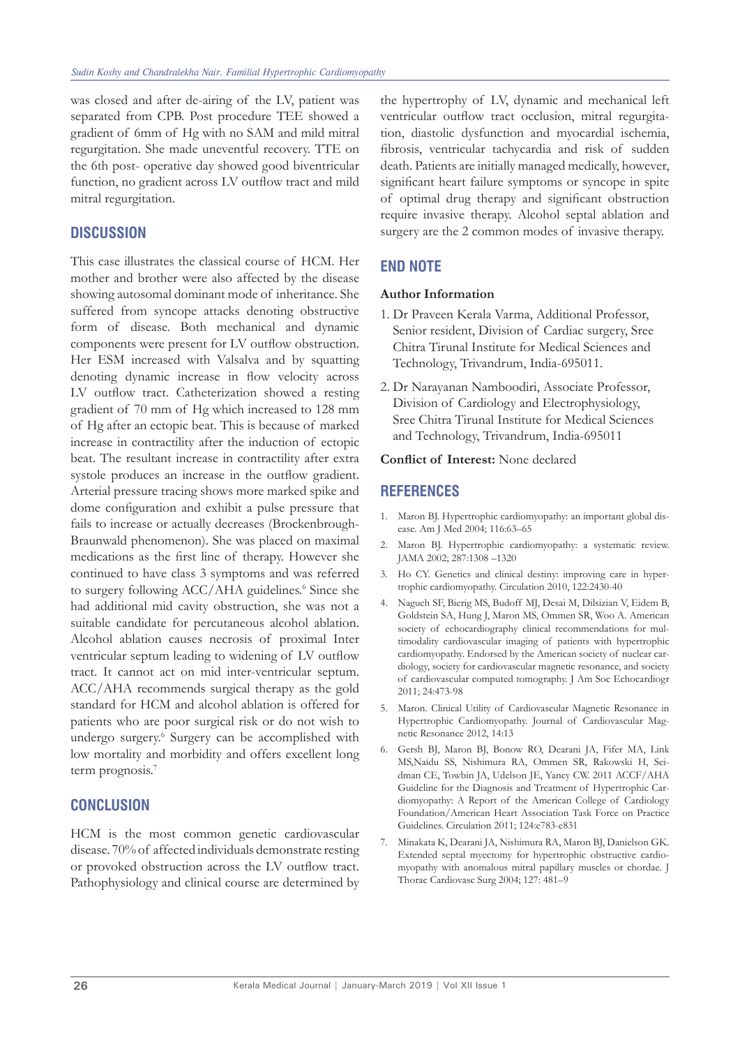was closed and after de-airing of the LV, patient was separated from CPB. Post procedure TEE showed a gradient of 6mm of Hg with no SAM and mild mitral regurgitation. She made uneventful recovery. TTE on the 6th post- operative day showed good biventricular function, no gradient across LV outflow tract and mild mitral regurgitation.

## DISCUSSION

This case illustrates the classical course of HCM. Her mother and brother were also affected by the disease showing autosomal dominant mode of inheritance. She suffered from syncope attacks denoting obstructive form of disease. Both mechanical and dynamic components were present for LV outflow obstruction. Her ESM increased with Valsalva and by squatting denoting dynamic increase in flow velocity across LV outflow tract. Catheterization showed a resting gradient of 70 mm of Hg which increased to 128 mm of Hg after an ectopic beat. This is because of marked increase in contractility after the induction of ectopic beat. The resultant increase in contractility after extra systole produces an increase in the outflow gradient. Arterial pressure tracing shows more marked spike and dome configuration and exhibit a pulse pressure that fails to increase or actually decreases (Brockenbrough-Braunwald phenomenon). She was placed on maximal medications as the first line of therapy. However she continued to have class 3 symptoms and was referred to surgery following ACC/AHA guidelines.[6] Since she had additional mid cavity obstruction, she was not a suitable candidate for percutaneous alcohol ablation. Alcohol ablation causes necrosis of proximal Inter ventricular septum leading to widening of LV outflow tract. It cannot act on mid inter-ventricular septum. ACC/AHA recommends surgical therapy as the gold standard for HCM and alcohol ablation is offered for patients who are poor surgical risk or do not wish to undergo surgery.[6] Surgery can be accomplished with low mortality and morbidity and offers excellent long term prognosis.[7]

## CONCLUSION

HCM is the most common genetic cardiovascular disease. 70% of affected individuals demonstrate resting or provoked obstruction across the LV outflow tract. Pathophysiology and clinical course are determined by the hypertrophy of LV, dynamic and mechanical left ventricular outflow tract occlusion, mitral regurgitation, diastolic dysfunction and myocardial ischemia, fibrosis, ventricular tachycardia and risk of sudden death. Patients are initially managed medically, however, significant heart failure symptoms or syncope in spite of optimal drug therapy and significant obstruction require invasive therapy. Alcohol septal ablation and surgery are the 2 common modes of invasive therapy.

## END NOTE

### Author Information

1. Dr Praveen Kerala Varma, Additional Professor, Senior resident, Division of Cardiac surgery, Sree Chitra Tirunal Institute for Medical Sciences and Technology, Trivandrum, India-695011.
2. Dr Narayanan Namboodiri, Associate Professor, Division of Cardiology and Electrophysiology, Sree Chitra Tirunal Institute for Medical Sciences and Technology, Trivandrum, India-695011

**Conflict of Interest:** None declared

## REFERENCES

1. Maron BJ. Hypertrophic cardiomyopathy: an important global disease. Am J Med 2004; 116:63–65
2. Maron BJ. Hypertrophic cardiomyopathy: a systematic review. JAMA 2002; 287:1308 –1320
3. Ho CY. Genetics and clinical destiny: improving care in hypertrophic cardiomyopathy. Circulation 2010, 122:2430-40
4. Nagueh SF, Bierig MS, Budoff MJ, Desai M, Dilsizian V, Eidem B, Goldstein SA, Hung J, Maron MS, Ommen SR, Woo A. American society of echocardiography clinical recommendations for multimodality cardiovascular imaging of patients with hypertrophic cardiomyopathy. Endorsed by the American society of nuclear cardiology, society for cardiovascular magnetic resonance, and society of cardiovascular computed tomography. J Am Soc Echocardiogr 2011; 24:473-98
5. Maron. Clinical Utility of Cardiovascular Magnetic Resonance in Hypertrophic Cardiomyopathy. Journal of Cardiovascular Magnetic Resonance 2012, 14:13
6. Gersh BJ, Maron BJ, Bonow RO, Dearani JA, Fifer MA, Link MS,Naidu SS, Nishimura RA, Ommen SR, Rakowski H, Seidman CE, Towbin JA, Udelson JE, Yancy CW. 2011 ACCF/AHA Guideline for the Diagnosis and Treatment of Hypertrophic Cardiomyopathy: A Report of the American College of Cardiology Foundation/American Heart Association Task Force on Practice Guidelines. Circulation 2011; 124:e783-e831
7. Minakata K, Dearani JA, Nishimura RA, Maron BJ, Danielson GK. Extended septal myectomy for hypertrophic obstructive cardiomyopathy with anomalous mitral papillary muscles or chordae. J Thorac Cardiovasc Surg 2004; 127: 481–9